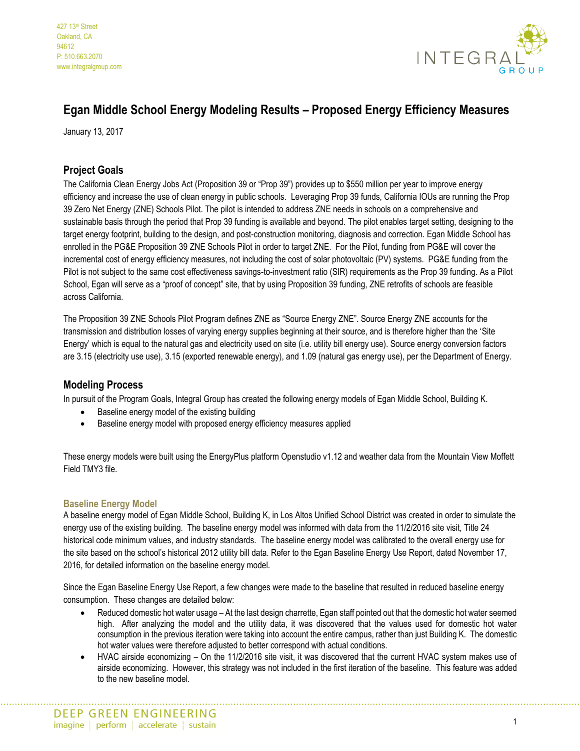427 13th Street
Oakland, CA
94612
P: 510.663.2070
www.integralgroup.com

# Egan Middle School Energy Modeling Results – Proposed Energy Efficiency Measures

January 13, 2017

## Project Goals

The California Clean Energy Jobs Act (Proposition 39 or "Prop 39") provides up to $550 million per year to improve energy efficiency and increase the use of clean energy in public schools. Leveraging Prop 39 funds, California IOUs are running the Prop 39 Zero Net Energy (ZNE) Schools Pilot. The pilot is intended to address ZNE needs in schools on a comprehensive and sustainable basis through the period that Prop 39 funding is available and beyond. The pilot enables target setting, designing to the target energy footprint, building to the design, and post-construction monitoring, diagnosis and correction. Egan Middle School has enrolled in the PG&E Proposition 39 ZNE Schools Pilot in order to target ZNE. For the Pilot, funding from PG&E will cover the incremental cost of energy efficiency measures, not including the cost of solar photovoltaic (PV) systems. PG&E funding from the Pilot is not subject to the same cost effectiveness savings-to-investment ratio (SIR) requirements as the Prop 39 funding. As a Pilot School, Egan will serve as a "proof of concept" site, that by using Proposition 39 funding, ZNE retrofits of schools are feasible across California.

The Proposition 39 ZNE Schools Pilot Program defines ZNE as "Source Energy ZNE". Source Energy ZNE accounts for the transmission and distribution losses of varying energy supplies beginning at their source, and is therefore higher than the 'Site Energy' which is equal to the natural gas and electricity used on site (i.e. utility bill energy use). Source energy conversion factors are 3.15 (electricity use use), 3.15 (exported renewable energy), and 1.09 (natural gas energy use), per the Department of Energy.

## Modeling Process

In pursuit of the Program Goals, Integral Group has created the following energy models of Egan Middle School, Building K.

- Baseline energy model of the existing building
- Baseline energy model with proposed energy efficiency measures applied

These energy models were built using the EnergyPlus platform Openstudio v1.12 and weather data from the Mountain View Moffett Field TMY3 file.

### Baseline Energy Model

A baseline energy model of Egan Middle School, Building K, in Los Altos Unified School District was created in order to simulate the energy use of the existing building. The baseline energy model was informed with data from the 11/2/2016 site visit, Title 24 historical code minimum values, and industry standards. The baseline energy model was calibrated to the overall energy use for the site based on the school's historical 2012 utility bill data. Refer to the Egan Baseline Energy Use Report, dated November 17, 2016, for detailed information on the baseline energy model.

Since the Egan Baseline Energy Use Report, a few changes were made to the baseline that resulted in reduced baseline energy consumption. These changes are detailed below:

- Reduced domestic hot water usage – At the last design charrette, Egan staff pointed out that the domestic hot water seemed high. After analyzing the model and the utility data, it was discovered that the values used for domestic hot water consumption in the previous iteration were taking into account the entire campus, rather than just Building K. The domestic hot water values were therefore adjusted to better correspond with actual conditions.
- HVAC airside economizing – On the 11/2/2016 site visit, it was discovered that the current HVAC system makes use of airside economizing. However, this strategy was not included in the first iteration of the baseline. This feature was added to the new baseline model.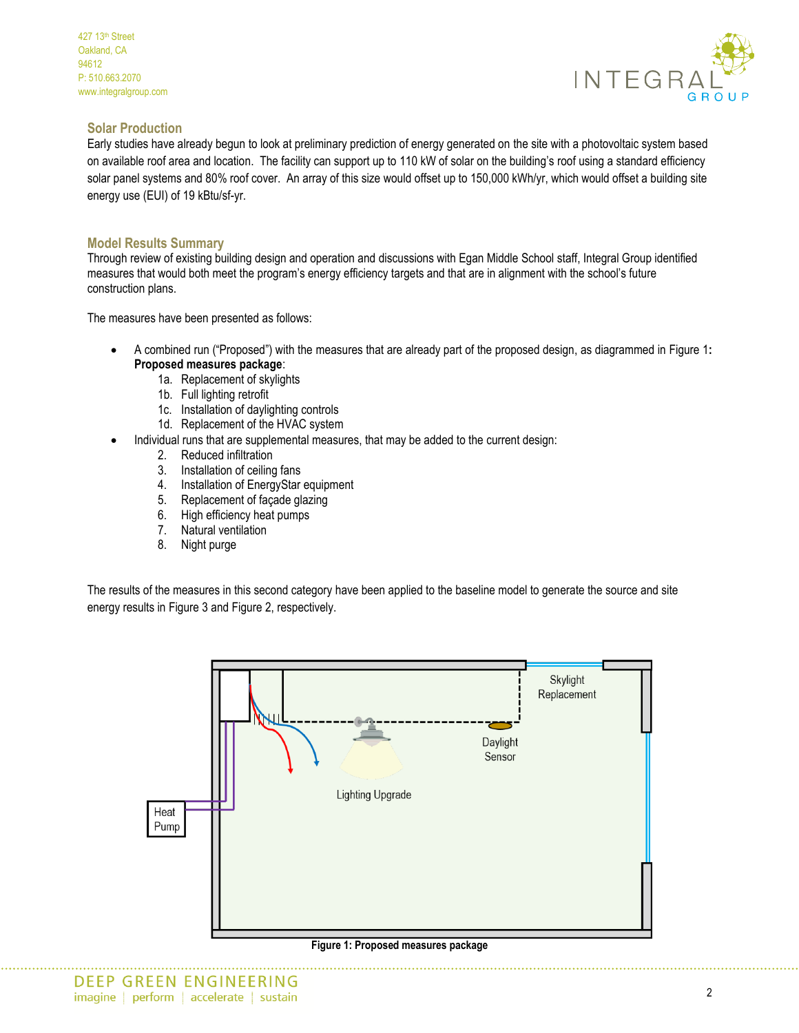## Solar Production

Early studies have already begun to look at preliminary prediction of energy generated on the site with a photovoltaic system based on available roof area and location. The facility can support up to 110 kW of solar on the building's roof using a standard efficiency solar panel systems and 80% roof cover. An array of this size would offset up to 150,000 kWh/yr, which would offset a building site energy use (EUI) of 19 kBtu/sf-yr.

## Model Results Summary

Through review of existing building design and operation and discussions with Egan Middle School staff, Integral Group identified measures that would both meet the program's energy efficiency targets and that are in alignment with the school's future construction plans.

The measures have been presented as follows:

- A combined run ("Proposed") with the measures that are already part of the proposed design, as diagrammed in Figure 1**: Proposed measures package**:
  - 1a. Replacement of skylights
  - 1b. Full lighting retrofit
  - 1c. Installation of daylighting controls
  - 1d. Replacement of the HVAC system
- Individual runs that are supplemental measures, that may be added to the current design:
  2. Reduced infiltration
  3. Installation of ceiling fans
  4. Installation of EnergyStar equipment
  5. Replacement of façade glazing
  6. High efficiency heat pumps
  7. Natural ventilation
  8. Night purge

The results of the measures in this second category have been applied to the baseline model to generate the source and site energy results in Figure 3 and Figure 2, respectively.

**Figure 1: Proposed measures package**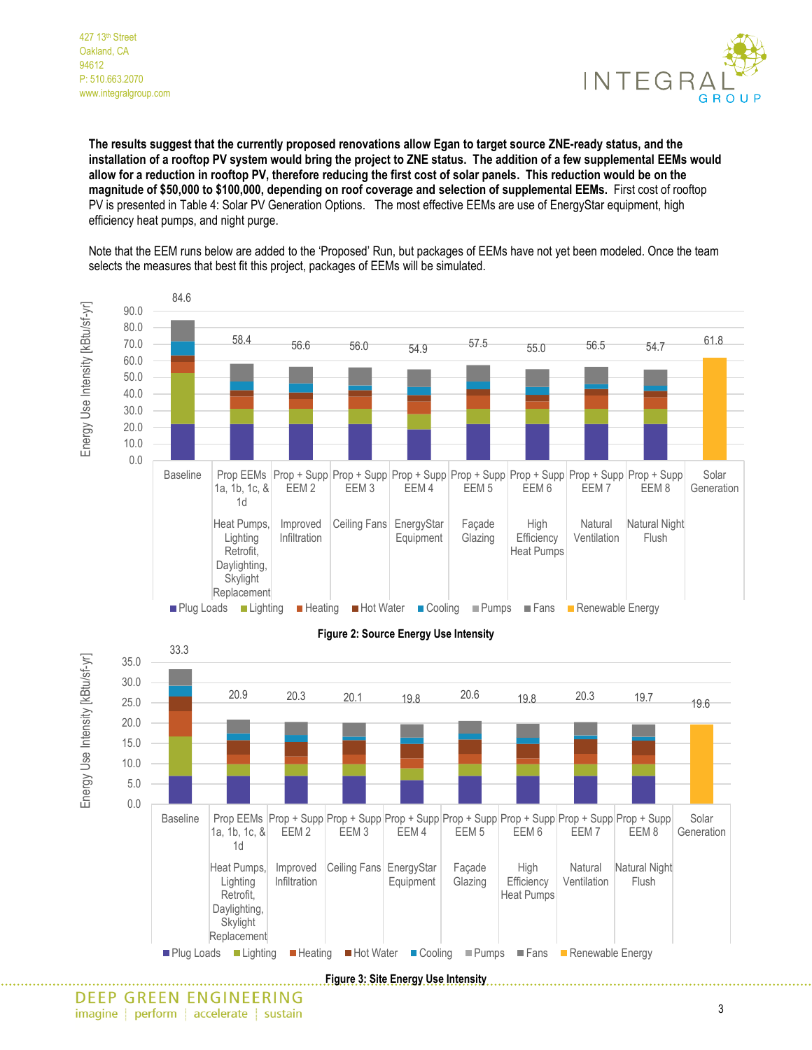**The results suggest that the currently proposed renovations allow Egan to target source ZNE-ready status, and the installation of a rooftop PV system would bring the project to ZNE status. The addition of a few supplemental EEMs would allow for a reduction in rooftop PV, therefore reducing the first cost of solar panels. This reduction would be on the magnitude of $50,000 to $100,000, depending on roof coverage and selection of supplemental EEMs.** First cost of rooftop PV is presented in Table 4: Solar PV Generation Options. The most effective EEMs are use of EnergyStar equipment, high efficiency heat pumps, and night purge.

Note that the EEM runs below are added to the 'Proposed' Run, but packages of EEMs have not yet been modeled. Once the team selects the measures that best fit this project, packages of EEMs will be simulated.

| Run | Description | Source EUI [kBtu/sf-yr] |
|---|---|---|
| Baseline | | 84.6 |
| Prop EEMs 1a, 1b, 1c, & 1d | Heat Pumps, Lighting Retrofit, Daylighting, Skylight Replacement | 58.4 |
| Prop + Supp EEM 2 | Improved Infiltration | 56.6 |
| Prop + Supp EEM 3 | Ceiling Fans | 56.0 |
| Prop + Supp EEM 4 | EnergyStar Equipment | 54.9 |
| Prop + Supp EEM 5 | Façade Glazing | 57.5 |
| Prop + Supp EEM 6 | High Efficiency Heat Pumps | 55.0 |
| Prop + Supp EEM 7 | Natural Ventilation | 56.5 |
| Prop + Supp EEM 8 | Natural Night Flush | 54.7 |
| Solar Generation | | 61.8 |

Legend: Plug Loads, Lighting, Heating, Hot Water, Cooling, Pumps, Fans, Renewable Energy

**Figure 2: Source Energy Use Intensity**

| Run | Description | Site EUI [kBtu/sf-yr] |
|---|---|---|
| Baseline | | 33.3 |
| Prop EEMs 1a, 1b, 1c, & 1d | Heat Pumps, Lighting Retrofit, Daylighting, Skylight Replacement | 20.9 |
| Prop + Supp EEM 2 | Improved Infiltration | 20.3 |
| Prop + Supp EEM 3 | Ceiling Fans | 20.1 |
| Prop + Supp EEM 4 | EnergyStar Equipment | 19.8 |
| Prop + Supp EEM 5 | Façade Glazing | 20.6 |
| Prop + Supp EEM 6 | High Efficiency Heat Pumps | 19.8 |
| Prop + Supp EEM 7 | Natural Ventilation | 20.3 |
| Prop + Supp EEM 8 | Natural Night Flush | 19.7 |
| Solar Generation | | 19.6 |

Legend: Plug Loads, Lighting, Heating, Hot Water, Cooling, Pumps, Fans, Renewable Energy

**Figure 3: Site Energy Use Intensity**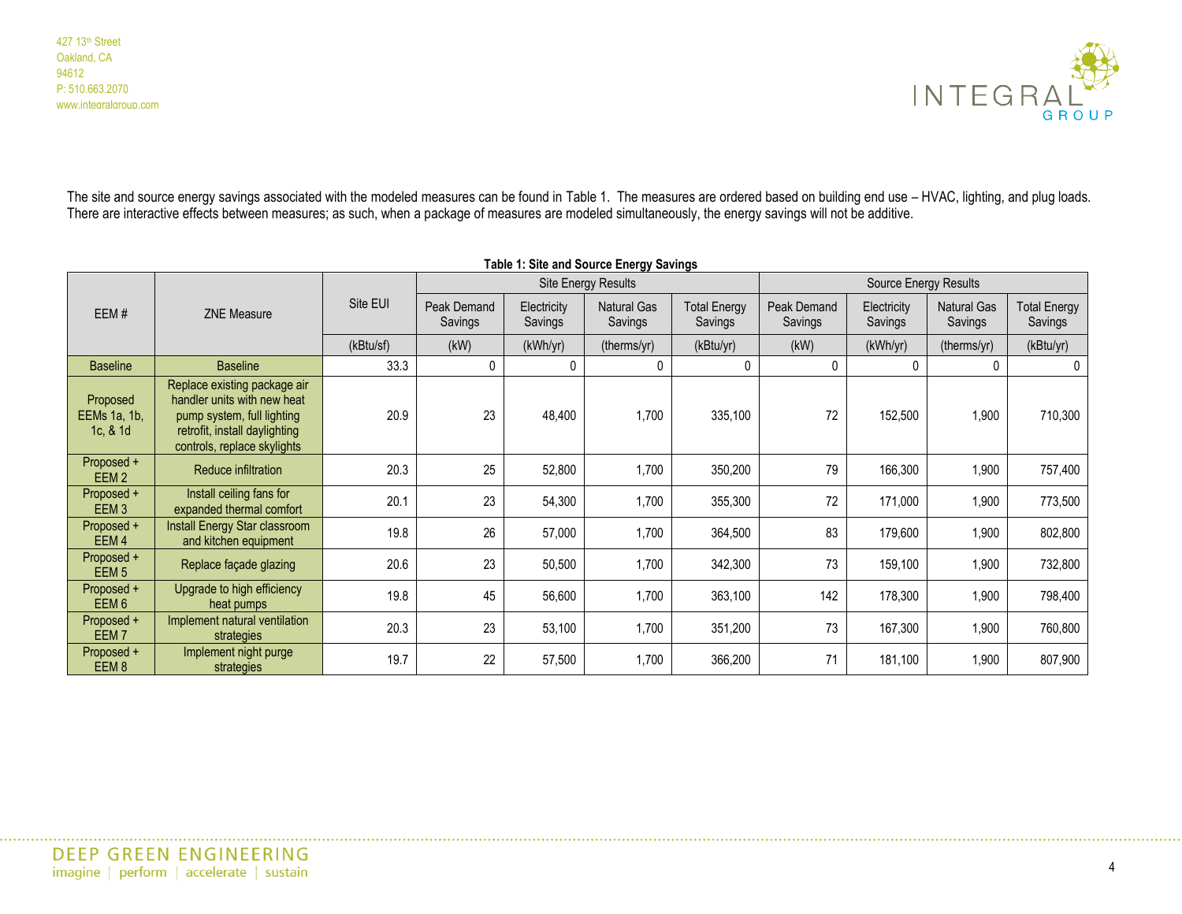The site and source energy savings associated with the modeled measures can be found in Table 1. The measures are ordered based on building end use – HVAC, lighting, and plug loads. There are interactive effects between measures; as such, when a package of measures are modeled simultaneously, the energy savings will not be additive.

**Table 1: Site and Source Energy Savings**

| EEM # | ZNE Measure | Site EUI | Site Energy Results | | | | Source Energy Results | | | |
|---|---|---|---|---|---|---|---|---|---|---|
| | | | Peak Demand Savings | Electricity Savings | Natural Gas Savings | Total Energy Savings | Peak Demand Savings | Electricity Savings | Natural Gas Savings | Total Energy Savings |
| | | (kBtu/sf) | (kW) | (kWh/yr) | (therms/yr) | (kBtu/yr) | (kW) | (kWh/yr) | (therms/yr) | (kBtu/yr) |
| Baseline | Baseline | 33.3 | 0 | 0 | 0 | 0 | 0 | 0 | 0 | 0 |
| Proposed EEMs 1a, 1b, 1c, & 1d | Replace existing package air handler units with new heat pump system, full lighting retrofit, install daylighting controls, replace skylights | 20.9 | 23 | 48,400 | 1,700 | 335,100 | 72 | 152,500 | 1,900 | 710,300 |
| Proposed + EEM 2 | Reduce infiltration | 20.3 | 25 | 52,800 | 1,700 | 350,200 | 79 | 166,300 | 1,900 | 757,400 |
| Proposed + EEM 3 | Install ceiling fans for expanded thermal comfort | 20.1 | 23 | 54,300 | 1,700 | 355,300 | 72 | 171,000 | 1,900 | 773,500 |
| Proposed + EEM 4 | Install Energy Star classroom and kitchen equipment | 19.8 | 26 | 57,000 | 1,700 | 364,500 | 83 | 179,600 | 1,900 | 802,800 |
| Proposed + EEM 5 | Replace façade glazing | 20.6 | 23 | 50,500 | 1,700 | 342,300 | 73 | 159,100 | 1,900 | 732,800 |
| Proposed + EEM 6 | Upgrade to high efficiency heat pumps | 19.8 | 45 | 56,600 | 1,700 | 363,100 | 142 | 178,300 | 1,900 | 798,400 |
| Proposed + EEM 7 | Implement natural ventilation strategies | 20.3 | 23 | 53,100 | 1,700 | 351,200 | 73 | 167,300 | 1,900 | 760,800 |
| Proposed + EEM 8 | Implement night purge strategies | 19.7 | 22 | 57,500 | 1,700 | 366,200 | 71 | 181,100 | 1,900 | 807,900 |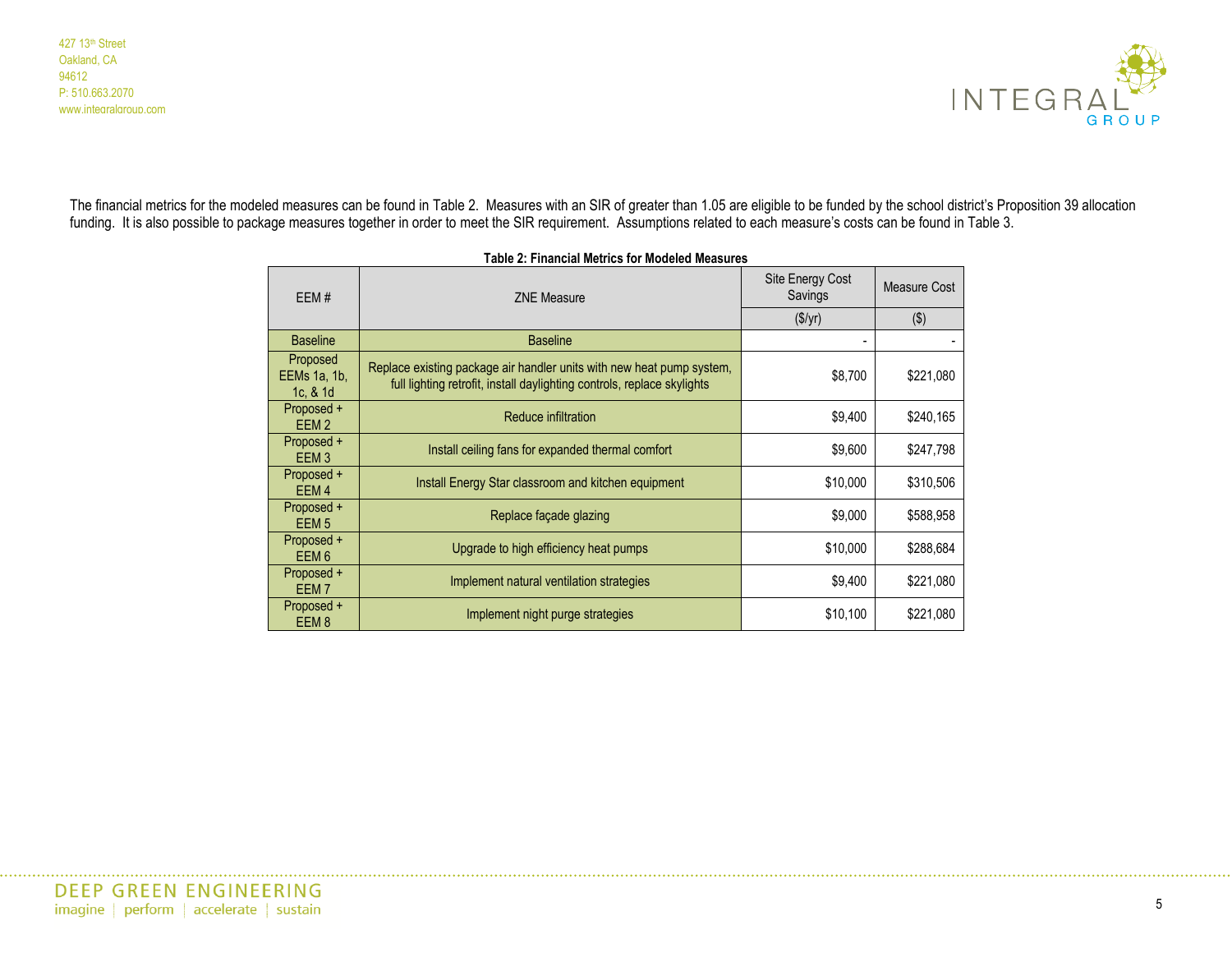The financial metrics for the modeled measures can be found in Table 2. Measures with an SIR of greater than 1.05 are eligible to be funded by the school district's Proposition 39 allocation funding. It is also possible to package measures together in order to meet the SIR requirement. Assumptions related to each measure's costs can be found in Table 3.

**Table 2: Financial Metrics for Modeled Measures**

| EEM # | ZNE Measure | Site Energy Cost Savings | Measure Cost |
|---|---|---|---|
| | | ($/yr) | ($) |
| Baseline | Baseline | - | - |
| Proposed EEMs 1a, 1b, 1c, & 1d | Replace existing package air handler units with new heat pump system, full lighting retrofit, install daylighting controls, replace skylights | $8,700 | $221,080 |
| Proposed + EEM 2 | Reduce infiltration | $9,400 | $240,165 |
| Proposed + EEM 3 | Install ceiling fans for expanded thermal comfort | $9,600 | $247,798 |
| Proposed + EEM 4 | Install Energy Star classroom and kitchen equipment | $10,000 | $310,506 |
| Proposed + EEM 5 | Replace façade glazing | $9,000 | $588,958 |
| Proposed + EEM 6 | Upgrade to high efficiency heat pumps | $10,000 | $288,684 |
| Proposed + EEM 7 | Implement natural ventilation strategies | $9,400 | $221,080 |
| Proposed + EEM 8 | Implement night purge strategies | $10,100 | $221,080 |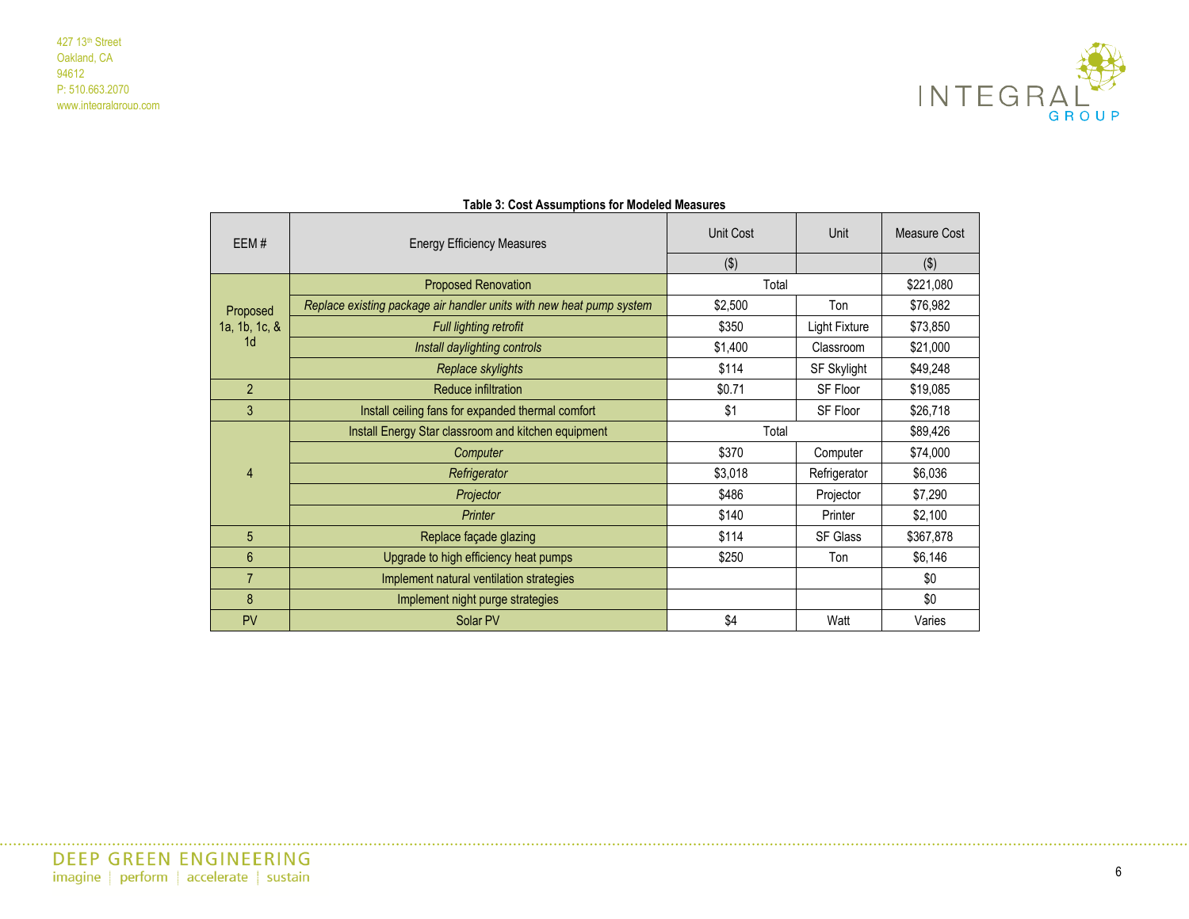**Table 3: Cost Assumptions for Modeled Measures**

| EEM # | Energy Efficiency Measures | Unit Cost | Unit | Measure Cost |
|---|---|---|---|---|
| | | ($) | | ($) |
| Proposed 1a, 1b, 1c, & 1d | Proposed Renovation | Total | | $221,080 |
| | *Replace existing package air handler units with new heat pump system* | $2,500 | Ton | $76,982 |
| | *Full lighting retrofit* | $350 | Light Fixture | $73,850 |
| | *Install daylighting controls* | $1,400 | Classroom | $21,000 |
| | *Replace skylights* | $114 | SF Skylight | $49,248 |
| 2 | Reduce infiltration | $0.71 | SF Floor | $19,085 |
| 3 | Install ceiling fans for expanded thermal comfort | $1 | SF Floor | $26,718 |
| 4 | Install Energy Star classroom and kitchen equipment | Total | | $89,426 |
| | *Computer* | $370 | Computer | $74,000 |
| | *Refrigerator* | $3,018 | Refrigerator | $6,036 |
| | *Projector* | $486 | Projector | $7,290 |
| | *Printer* | $140 | Printer | $2,100 |
| 5 | Replace façade glazing | $114 | SF Glass | $367,878 |
| 6 | Upgrade to high efficiency heat pumps | $250 | Ton | $6,146 |
| 7 | Implement natural ventilation strategies | | | $0 |
| 8 | Implement night purge strategies | | | $0 |
| PV | Solar PV | $4 | Watt | Varies |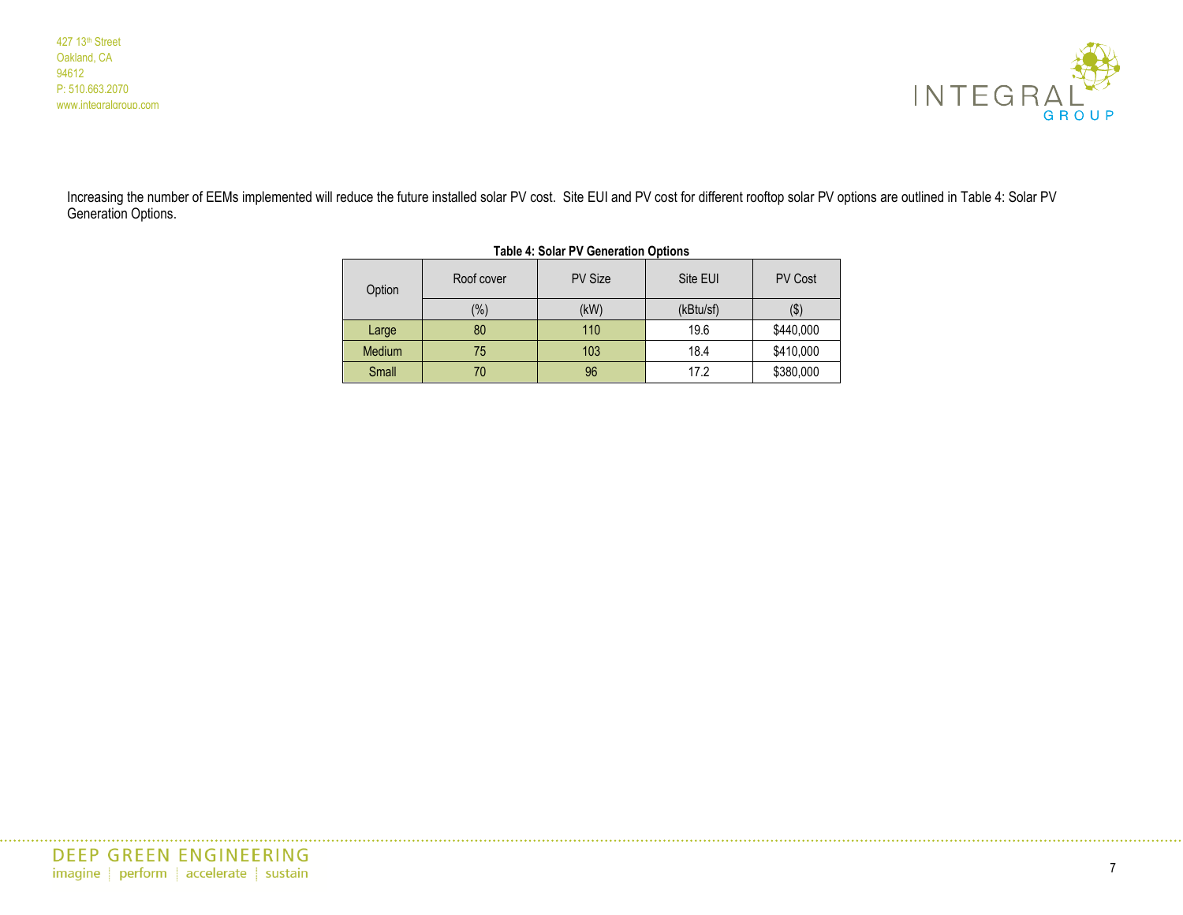Increasing the number of EEMs implemented will reduce the future installed solar PV cost. Site EUI and PV cost for different rooftop solar PV options are outlined in Table 4: Solar PV Generation Options.

**Table 4: Solar PV Generation Options**

| Option | Roof cover | PV Size | Site EUI | PV Cost |
|---|---|---|---|---|
| | (%) | (kW) | (kBtu/sf) | ($) |
| Large | 80 | 110 | 19.6 | $440,000 |
| Medium | 75 | 103 | 18.4 | $410,000 |
| Small | 70 | 96 | 17.2 | $380,000 |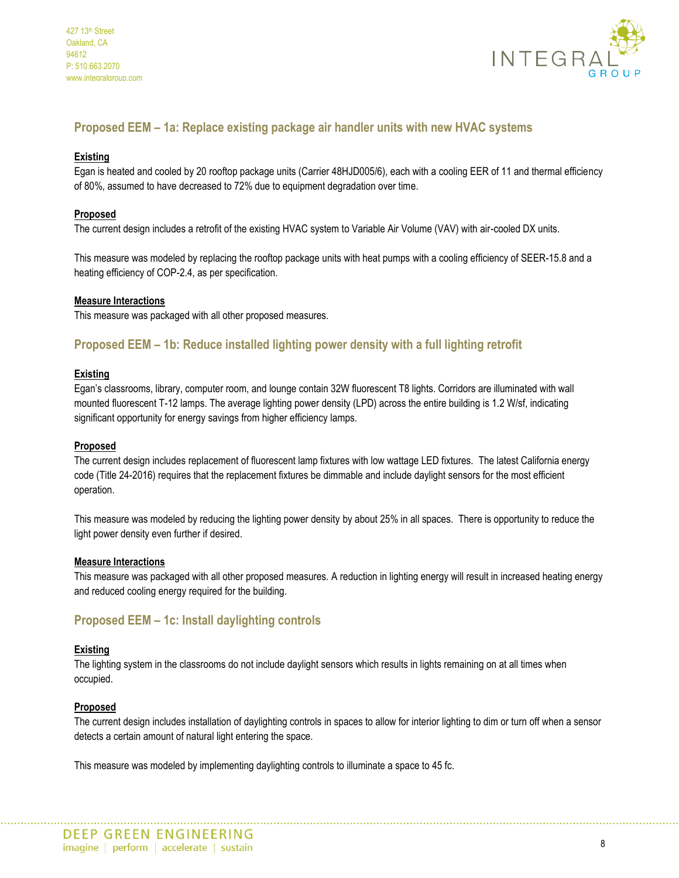## Proposed EEM – 1a: Replace existing package air handler units with new HVAC systems

**Existing**

Egan is heated and cooled by 20 rooftop package units (Carrier 48HJD005/6), each with a cooling EER of 11 and thermal efficiency of 80%, assumed to have decreased to 72% due to equipment degradation over time.

**Proposed**

The current design includes a retrofit of the existing HVAC system to Variable Air Volume (VAV) with air-cooled DX units.

This measure was modeled by replacing the rooftop package units with heat pumps with a cooling efficiency of SEER-15.8 and a heating efficiency of COP-2.4, as per specification.

**Measure Interactions**

This measure was packaged with all other proposed measures.

## Proposed EEM – 1b: Reduce installed lighting power density with a full lighting retrofit

**Existing**

Egan's classrooms, library, computer room, and lounge contain 32W fluorescent T8 lights. Corridors are illuminated with wall mounted fluorescent T-12 lamps. The average lighting power density (LPD) across the entire building is 1.2 W/sf, indicating significant opportunity for energy savings from higher efficiency lamps.

**Proposed**

The current design includes replacement of fluorescent lamp fixtures with low wattage LED fixtures. The latest California energy code (Title 24-2016) requires that the replacement fixtures be dimmable and include daylight sensors for the most efficient operation.

This measure was modeled by reducing the lighting power density by about 25% in all spaces. There is opportunity to reduce the light power density even further if desired.

**Measure Interactions**

This measure was packaged with all other proposed measures. A reduction in lighting energy will result in increased heating energy and reduced cooling energy required for the building.

## Proposed EEM – 1c: Install daylighting controls

**Existing**

The lighting system in the classrooms do not include daylight sensors which results in lights remaining on at all times when occupied.

**Proposed**

The current design includes installation of daylighting controls in spaces to allow for interior lighting to dim or turn off when a sensor detects a certain amount of natural light entering the space.

This measure was modeled by implementing daylighting controls to illuminate a space to 45 fc.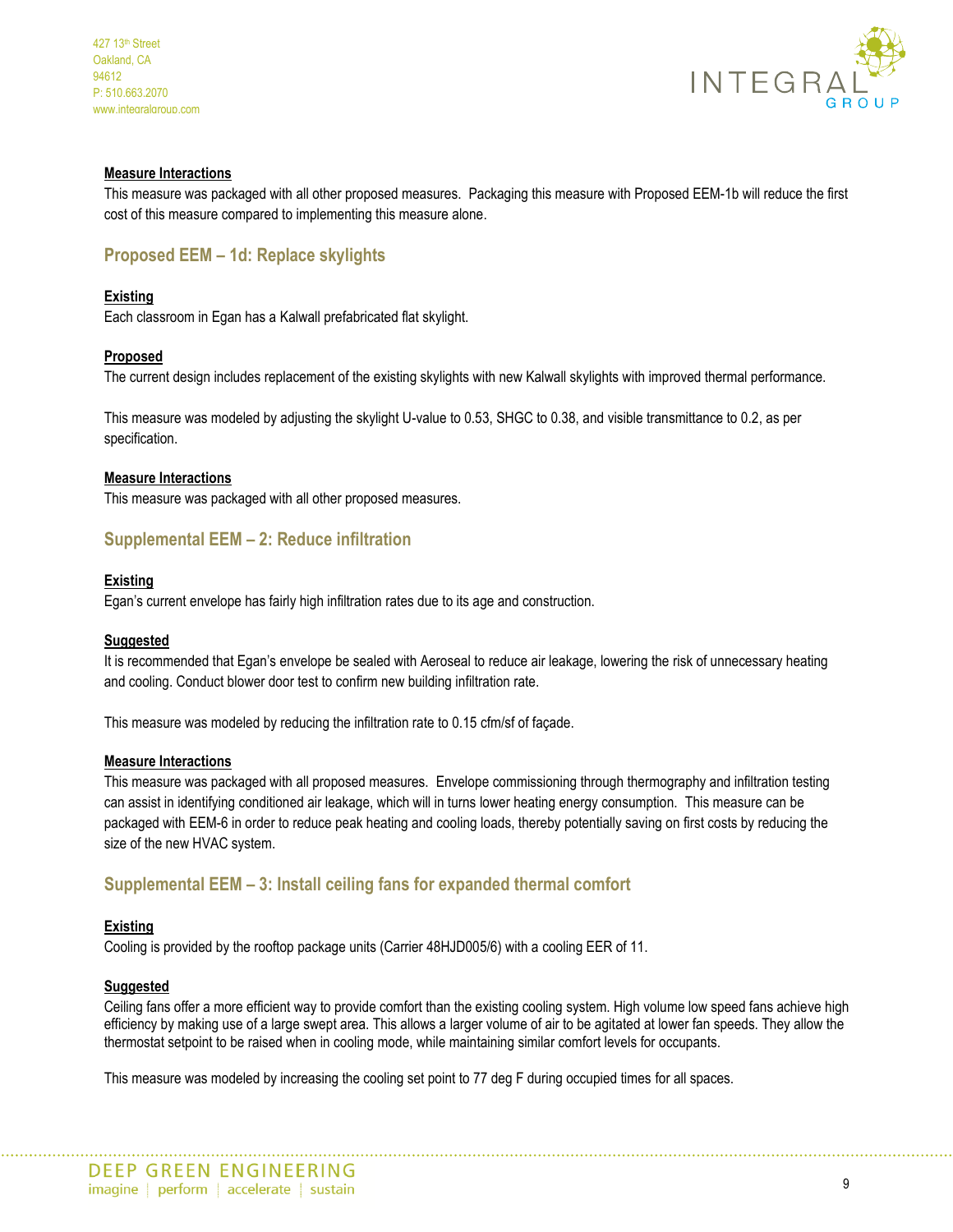**Measure Interactions**

This measure was packaged with all other proposed measures. Packaging this measure with Proposed EEM-1b will reduce the first cost of this measure compared to implementing this measure alone.

## Proposed EEM – 1d: Replace skylights

**Existing**

Each classroom in Egan has a Kalwall prefabricated flat skylight.

**Proposed**

The current design includes replacement of the existing skylights with new Kalwall skylights with improved thermal performance.

This measure was modeled by adjusting the skylight U-value to 0.53, SHGC to 0.38, and visible transmittance to 0.2, as per specification.

**Measure Interactions**

This measure was packaged with all other proposed measures.

## Supplemental EEM – 2: Reduce infiltration

**Existing**

Egan's current envelope has fairly high infiltration rates due to its age and construction.

**Suggested**

It is recommended that Egan's envelope be sealed with Aeroseal to reduce air leakage, lowering the risk of unnecessary heating and cooling. Conduct blower door test to confirm new building infiltration rate.

This measure was modeled by reducing the infiltration rate to 0.15 cfm/sf of façade.

**Measure Interactions**

This measure was packaged with all proposed measures. Envelope commissioning through thermography and infiltration testing can assist in identifying conditioned air leakage, which will in turns lower heating energy consumption. This measure can be packaged with EEM-6 in order to reduce peak heating and cooling loads, thereby potentially saving on first costs by reducing the size of the new HVAC system.

## Supplemental EEM – 3: Install ceiling fans for expanded thermal comfort

**Existing**

Cooling is provided by the rooftop package units (Carrier 48HJD005/6) with a cooling EER of 11.

**Suggested**

Ceiling fans offer a more efficient way to provide comfort than the existing cooling system. High volume low speed fans achieve high efficiency by making use of a large swept area. This allows a larger volume of air to be agitated at lower fan speeds. They allow the thermostat setpoint to be raised when in cooling mode, while maintaining similar comfort levels for occupants.

This measure was modeled by increasing the cooling set point to 77 deg F during occupied times for all spaces.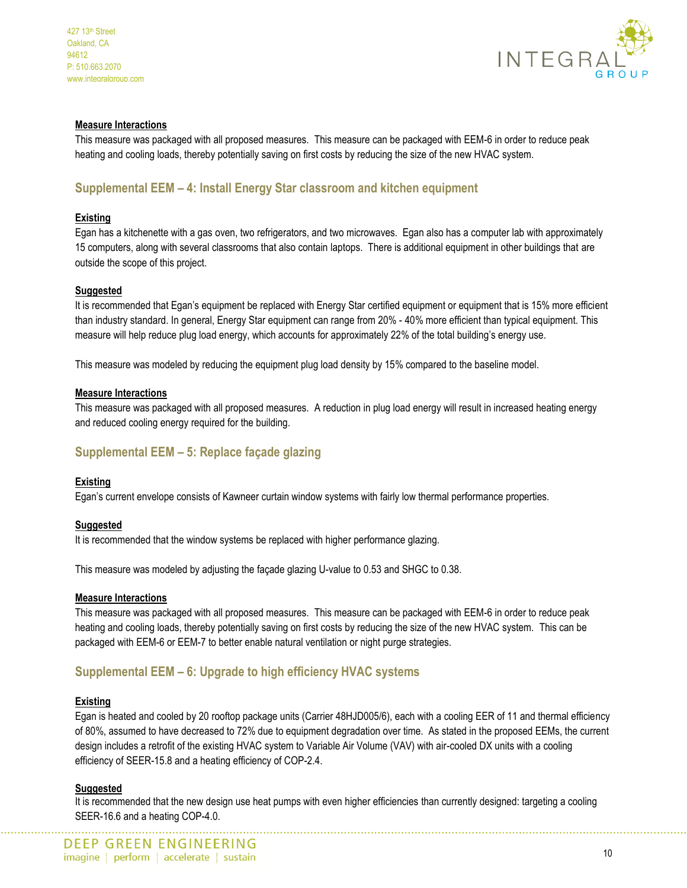**Measure Interactions**

This measure was packaged with all proposed measures. This measure can be packaged with EEM-6 in order to reduce peak heating and cooling loads, thereby potentially saving on first costs by reducing the size of the new HVAC system.

## Supplemental EEM – 4: Install Energy Star classroom and kitchen equipment

**Existing**

Egan has a kitchenette with a gas oven, two refrigerators, and two microwaves. Egan also has a computer lab with approximately 15 computers, along with several classrooms that also contain laptops. There is additional equipment in other buildings that are outside the scope of this project.

**Suggested**

It is recommended that Egan's equipment be replaced with Energy Star certified equipment or equipment that is 15% more efficient than industry standard. In general, Energy Star equipment can range from 20% - 40% more efficient than typical equipment. This measure will help reduce plug load energy, which accounts for approximately 22% of the total building's energy use.

This measure was modeled by reducing the equipment plug load density by 15% compared to the baseline model.

**Measure Interactions**

This measure was packaged with all proposed measures. A reduction in plug load energy will result in increased heating energy and reduced cooling energy required for the building.

## Supplemental EEM – 5: Replace façade glazing

**Existing**

Egan's current envelope consists of Kawneer curtain window systems with fairly low thermal performance properties.

**Suggested**

It is recommended that the window systems be replaced with higher performance glazing.

This measure was modeled by adjusting the façade glazing U-value to 0.53 and SHGC to 0.38.

**Measure Interactions**

This measure was packaged with all proposed measures. This measure can be packaged with EEM-6 in order to reduce peak heating and cooling loads, thereby potentially saving on first costs by reducing the size of the new HVAC system. This can be packaged with EEM-6 or EEM-7 to better enable natural ventilation or night purge strategies.

## Supplemental EEM – 6: Upgrade to high efficiency HVAC systems

**Existing**

Egan is heated and cooled by 20 rooftop package units (Carrier 48HJD005/6), each with a cooling EER of 11 and thermal efficiency of 80%, assumed to have decreased to 72% due to equipment degradation over time. As stated in the proposed EEMs, the current design includes a retrofit of the existing HVAC system to Variable Air Volume (VAV) with air-cooled DX units with a cooling efficiency of SEER-15.8 and a heating efficiency of COP-2.4.

**Suggested**

It is recommended that the new design use heat pumps with even higher efficiencies than currently designed: targeting a cooling SEER-16.6 and a heating COP-4.0.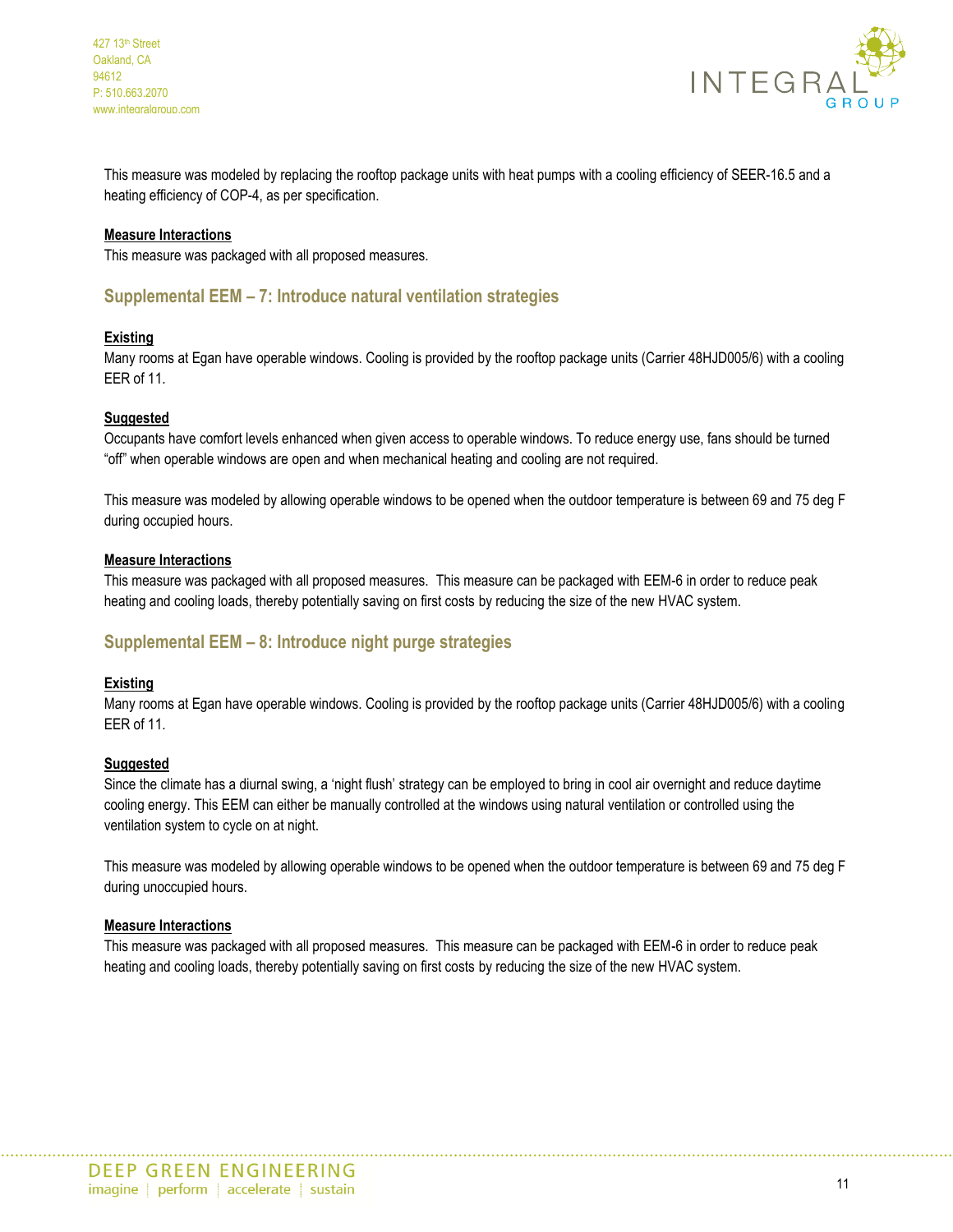This measure was modeled by replacing the rooftop package units with heat pumps with a cooling efficiency of SEER-16.5 and a heating efficiency of COP-4, as per specification.

**Measure Interactions**

This measure was packaged with all proposed measures.

## Supplemental EEM – 7: Introduce natural ventilation strategies

**Existing**

Many rooms at Egan have operable windows. Cooling is provided by the rooftop package units (Carrier 48HJD005/6) with a cooling EER of 11.

**Suggested**

Occupants have comfort levels enhanced when given access to operable windows. To reduce energy use, fans should be turned “off” when operable windows are open and when mechanical heating and cooling are not required.

This measure was modeled by allowing operable windows to be opened when the outdoor temperature is between 69 and 75 deg F during occupied hours.

**Measure Interactions**

This measure was packaged with all proposed measures. This measure can be packaged with EEM-6 in order to reduce peak heating and cooling loads, thereby potentially saving on first costs by reducing the size of the new HVAC system.

## Supplemental EEM – 8: Introduce night purge strategies

**Existing**

Many rooms at Egan have operable windows. Cooling is provided by the rooftop package units (Carrier 48HJD005/6) with a cooling EER of 11.

**Suggested**

Since the climate has a diurnal swing, a ‘night flush’ strategy can be employed to bring in cool air overnight and reduce daytime cooling energy. This EEM can either be manually controlled at the windows using natural ventilation or controlled using the ventilation system to cycle on at night.

This measure was modeled by allowing operable windows to be opened when the outdoor temperature is between 69 and 75 deg F during unoccupied hours.

**Measure Interactions**

This measure was packaged with all proposed measures. This measure can be packaged with EEM-6 in order to reduce peak heating and cooling loads, thereby potentially saving on first costs by reducing the size of the new HVAC system.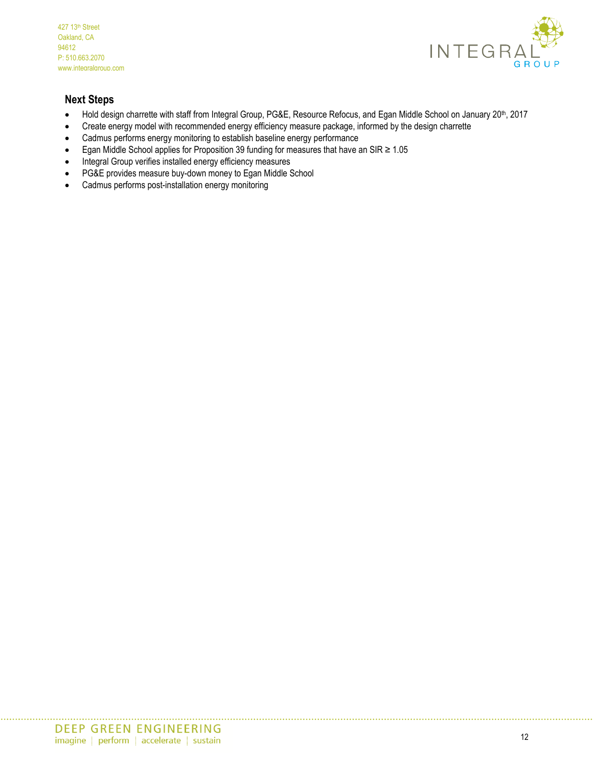## Next Steps

- Hold design charrette with staff from Integral Group, PG&E, Resource Refocus, and Egan Middle School on January 20th, 2017
- Create energy model with recommended energy efficiency measure package, informed by the design charrette
- Cadmus performs energy monitoring to establish baseline energy performance
- Egan Middle School applies for Proposition 39 funding for measures that have an SIR ≥ 1.05
- Integral Group verifies installed energy efficiency measures
- PG&E provides measure buy-down money to Egan Middle School
- Cadmus performs post-installation energy monitoring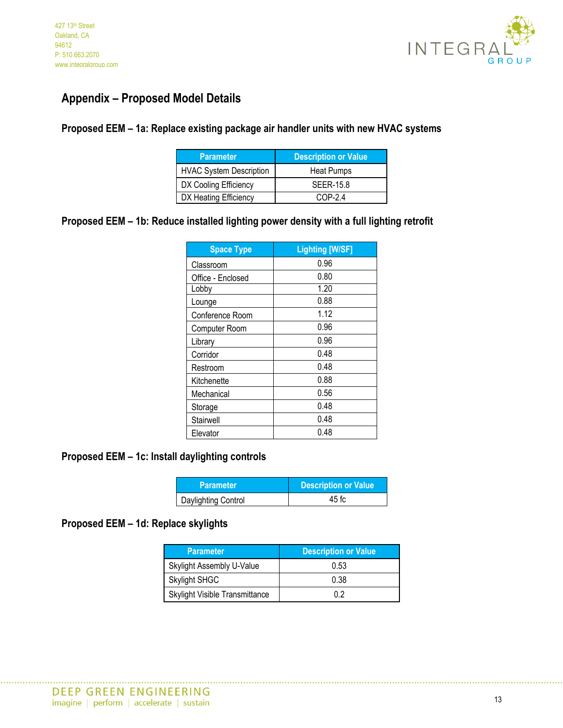# Appendix – Proposed Model Details

## Proposed EEM – 1a: Replace existing package air handler units with new HVAC systems

| Parameter | Description or Value |
|---|---|
| HVAC System Description | Heat Pumps |
| DX Cooling Efficiency | SEER-15.8 |
| DX Heating Efficiency | COP-2.4 |

## Proposed EEM – 1b: Reduce installed lighting power density with a full lighting retrofit

| Space Type | Lighting [W/SF] |
|---|---|
| Classroom | 0.96 |
| Office - Enclosed | 0.80 |
| Lobby | 1.20 |
| Lounge | 0.88 |
| Conference Room | 1.12 |
| Computer Room | 0.96 |
| Library | 0.96 |
| Corridor | 0.48 |
| Restroom | 0.48 |
| Kitchenette | 0.88 |
| Mechanical | 0.56 |
| Storage | 0.48 |
| Stairwell | 0.48 |
| Elevator | 0.48 |

## Proposed EEM – 1c: Install daylighting controls

| Parameter | Description or Value |
|---|---|
| Daylighting Control | 45 fc |

## Proposed EEM – 1d: Replace skylights

| Parameter | Description or Value |
|---|---|
| Skylight Assembly U-Value | 0.53 |
| Skylight SHGC | 0.38 |
| Skylight Visible Transmittance | 0.2 |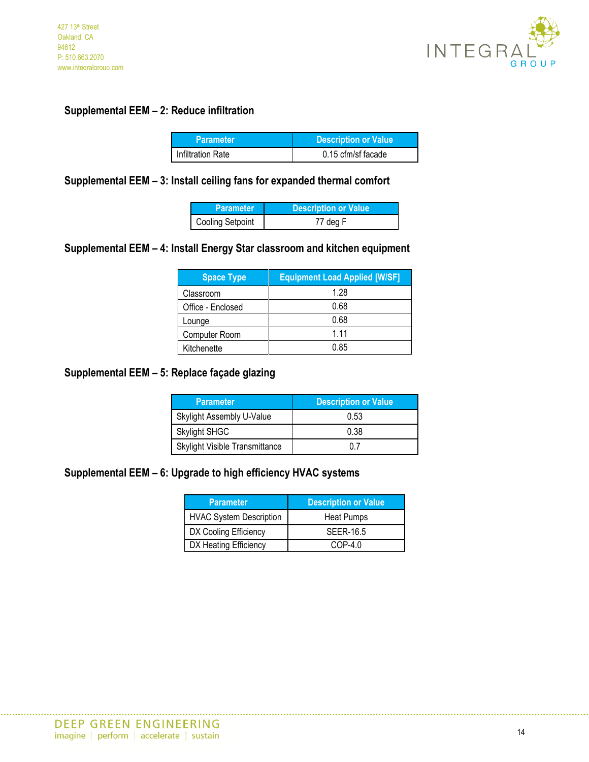### Supplemental EEM – 2: Reduce infiltration

| Parameter | Description or Value |
|---|---|
| Infiltration Rate | 0.15 cfm/sf facade |

### Supplemental EEM – 3: Install ceiling fans for expanded thermal comfort

| Parameter | Description or Value |
|---|---|
| Cooling Setpoint | 77 deg F |

### Supplemental EEM – 4: Install Energy Star classroom and kitchen equipment

| Space Type | Equipment Load Applied [W/SF] |
|---|---|
| Classroom | 1.28 |
| Office - Enclosed | 0.68 |
| Lounge | 0.68 |
| Computer Room | 1.11 |
| Kitchenette | 0.85 |

### Supplemental EEM – 5: Replace façade glazing

| Parameter | Description or Value |
|---|---|
| Skylight Assembly U-Value | 0.53 |
| Skylight SHGC | 0.38 |
| Skylight Visible Transmittance | 0.7 |

### Supplemental EEM – 6: Upgrade to high efficiency HVAC systems

| Parameter | Description or Value |
|---|---|
| HVAC System Description | Heat Pumps |
| DX Cooling Efficiency | SEER-16.5 |
| DX Heating Efficiency | COP-4.0 |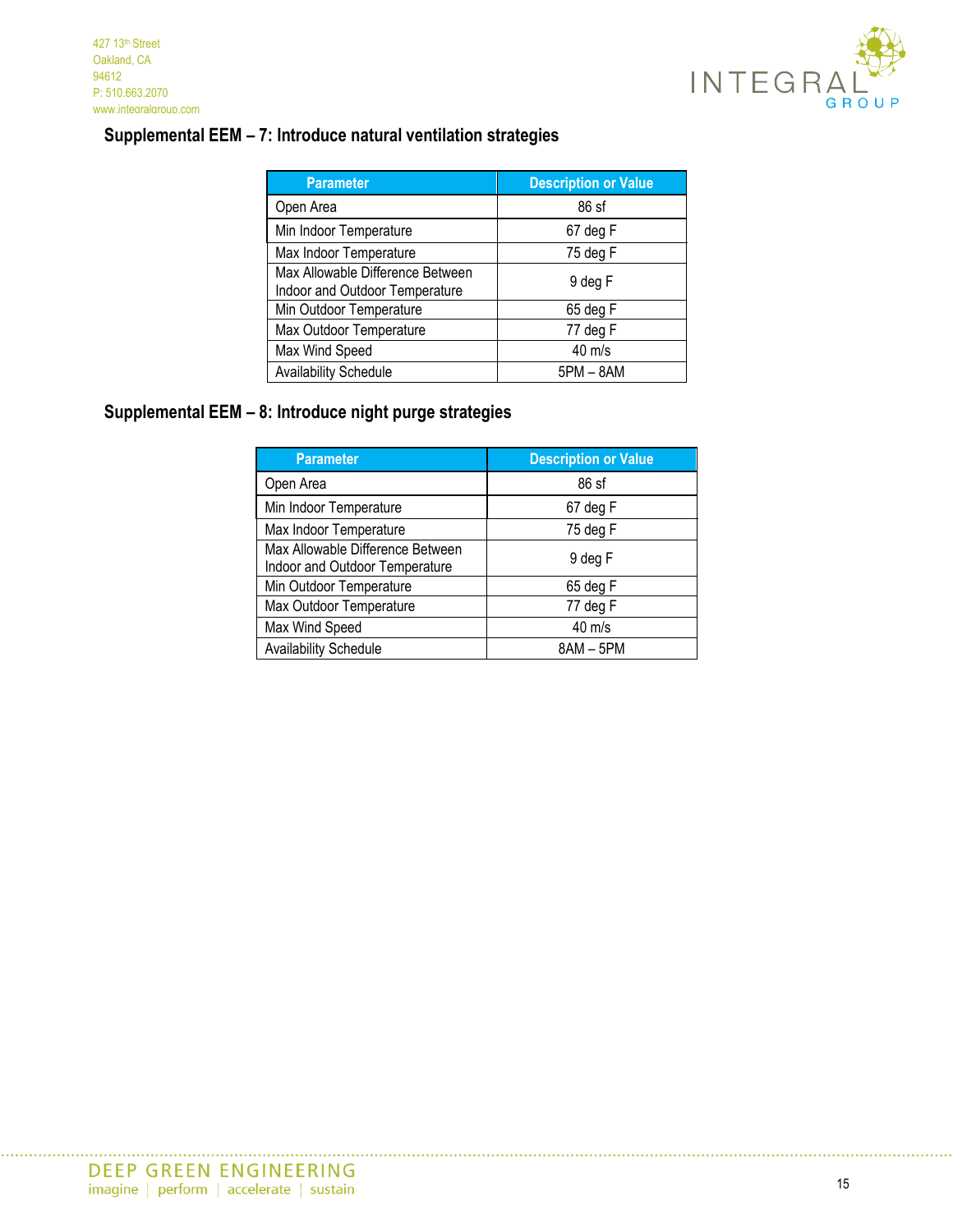### Supplemental EEM – 7: Introduce natural ventilation strategies

| Parameter | Description or Value |
|---|---|
| Open Area | 86 sf |
| Min Indoor Temperature | 67 deg F |
| Max Indoor Temperature | 75 deg F |
| Max Allowable Difference Between Indoor and Outdoor Temperature | 9 deg F |
| Min Outdoor Temperature | 65 deg F |
| Max Outdoor Temperature | 77 deg F |
| Max Wind Speed | 40 m/s |
| Availability Schedule | 5PM – 8AM |

### Supplemental EEM – 8: Introduce night purge strategies

| Parameter | Description or Value |
|---|---|
| Open Area | 86 sf |
| Min Indoor Temperature | 67 deg F |
| Max Indoor Temperature | 75 deg F |
| Max Allowable Difference Between Indoor and Outdoor Temperature | 9 deg F |
| Min Outdoor Temperature | 65 deg F |
| Max Outdoor Temperature | 77 deg F |
| Max Wind Speed | 40 m/s |
| Availability Schedule | 8AM – 5PM |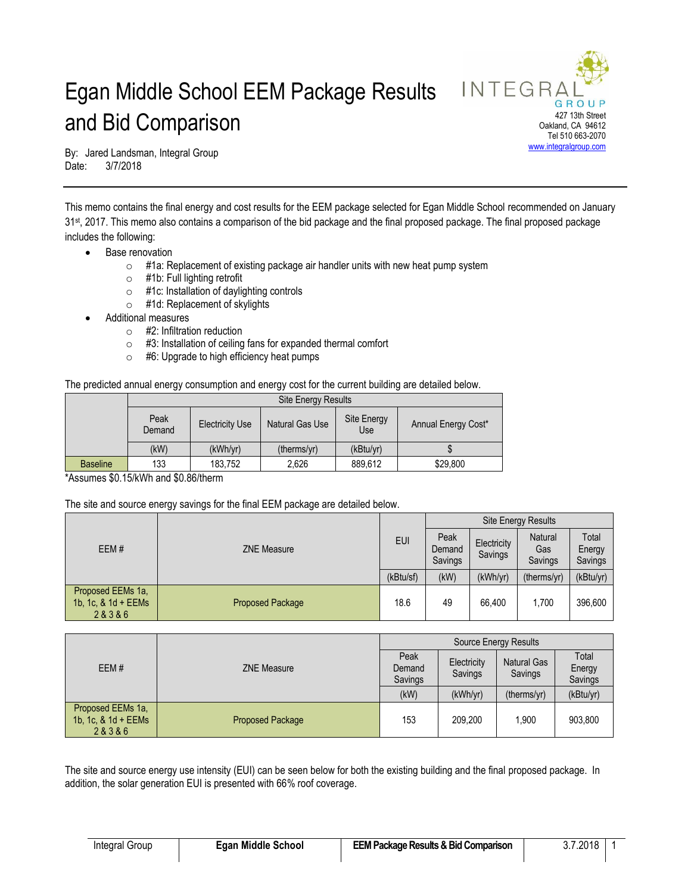# Egan Middle School EEM Package Results and Bid Comparison

INTEGRAL GROUP
427 13th Street
Oakland, CA 94612
Tel 510 663-2070
www.integralgroup.com

By: Jared Landsman, Integral Group
Date: 3/7/2018

This memo contains the final energy and cost results for the EEM package selected for Egan Middle School recommended on January 31st, 2017. This memo also contains a comparison of the bid package and the final proposed package. The final proposed package includes the following:

- Base renovation
  - #1a: Replacement of existing package air handler units with new heat pump system
  - #1b: Full lighting retrofit
  - #1c: Installation of daylighting controls
  - #1d: Replacement of skylights
- Additional measures
  - #2: Infiltration reduction
  - #3: Installation of ceiling fans for expanded thermal comfort
  - #6: Upgrade to high efficiency heat pumps

The predicted annual energy consumption and energy cost for the current building are detailed below.

| | Site Energy Results | | | | |
|---|---|---|---|---|---|
| | Peak Demand | Electricity Use | Natural Gas Use | Site Energy Use | Annual Energy Cost* |
| | (kW) | (kWh/yr) | (therms/yr) | (kBtu/yr) | $ |
| Baseline | 133 | 183,752 | 2,626 | 889,612 | $29,800 |

*Assumes $0.15/kWh and $0.86/therm

The site and source energy savings for the final EEM package are detailed below.

| EEM # | ZNE Measure | EUI | Site Energy Results | | | |
|---|---|---|---|---|---|---|
| | | | Peak Demand Savings | Electricity Savings | Natural Gas Savings | Total Energy Savings |
| | | (kBtu/sf) | (kW) | (kWh/yr) | (therms/yr) | (kBtu/yr) |
| Proposed EEMs 1a, 1b, 1c, & 1d + EEMs 2 & 3 & 6 | Proposed Package | 18.6 | 49 | 66,400 | 1,700 | 396,600 |

| EEM # | ZNE Measure | Source Energy Results | | | |
|---|---|---|---|---|---|
| | | Peak Demand Savings | Electricity Savings | Natural Gas Savings | Total Energy Savings |
| | | (kW) | (kWh/yr) | (therms/yr) | (kBtu/yr) |
| Proposed EEMs 1a, 1b, 1c, & 1d + EEMs 2 & 3 & 6 | Proposed Package | 153 | 209,200 | 1,900 | 903,800 |

The site and source energy use intensity (EUI) can be seen below for both the existing building and the final proposed package. In addition, the solar generation EUI is presented with 66% roof coverage.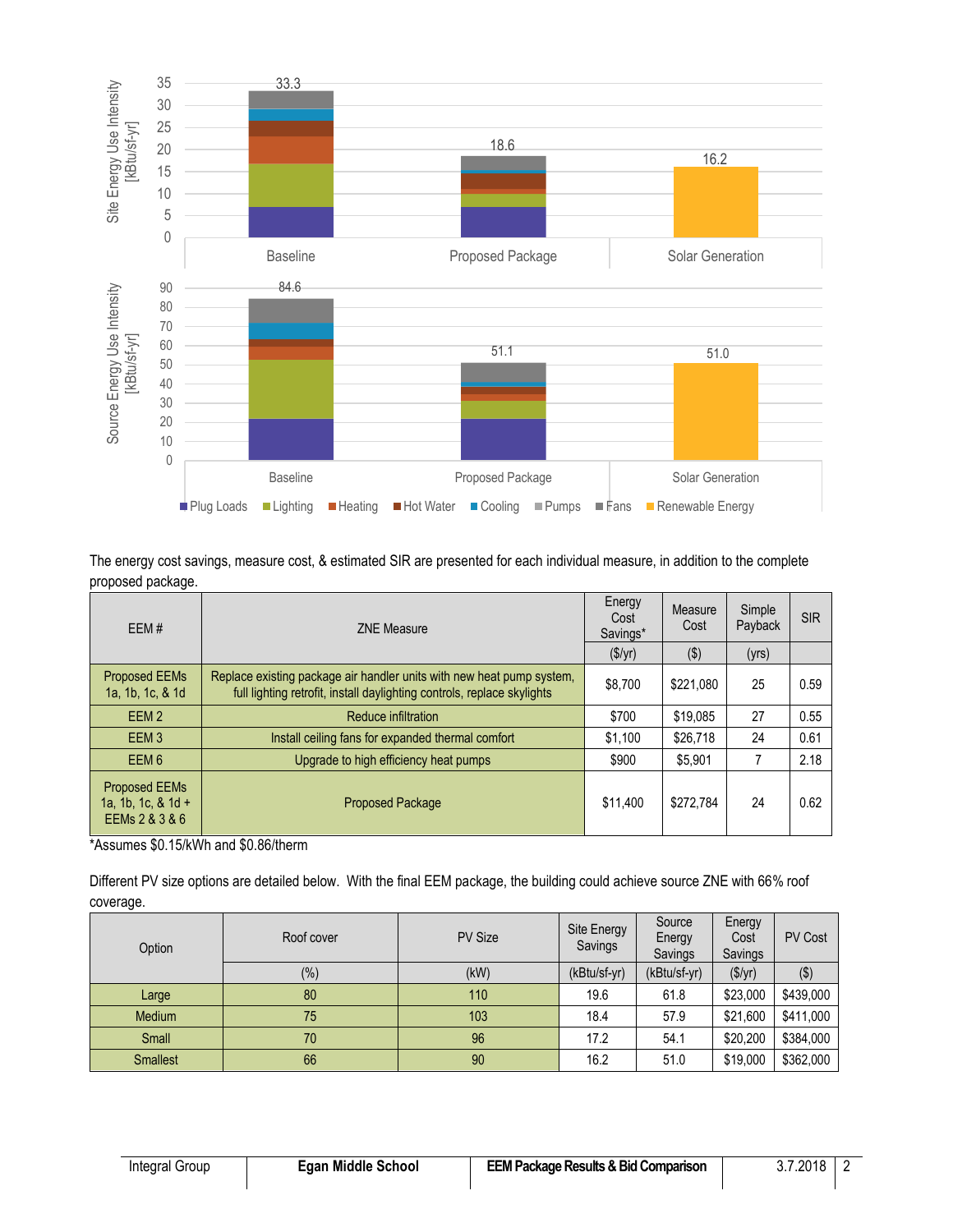The energy cost savings, measure cost, & estimated SIR are presented for each individual measure, in addition to the complete proposed package.

| EEM # | ZNE Measure | Energy Cost Savings* | Measure Cost | Simple Payback | SIR |
|---|---|---|---|---|---|
| | | ($/yr) | ($) | (yrs) | |
| Proposed EEMs 1a, 1b, 1c, & 1d | Replace existing package air handler units with new heat pump system, full lighting retrofit, install daylighting controls, replace skylights | $8,700 | $221,080 | 25 | 0.59 |
| EEM 2 | Reduce infiltration | $700 | $19,085 | 27 | 0.55 |
| EEM 3 | Install ceiling fans for expanded thermal comfort | $1,100 | $26,718 | 24 | 0.61 |
| EEM 6 | Upgrade to high efficiency heat pumps | $900 | $5,901 | 7 | 2.18 |
| Proposed EEMs 1a, 1b, 1c, & 1d + EEMs 2 & 3 & 6 | Proposed Package | $11,400 | $272,784 | 24 | 0.62 |

*Assumes $0.15/kWh and $0.86/therm

Different PV size options are detailed below. With the final EEM package, the building could achieve source ZNE with 66% roof coverage.

| Option | Roof cover | PV Size | Site Energy Savings | Source Energy Savings | Energy Cost Savings | PV Cost |
|---|---|---|---|---|---|---|
| | (%) | (kW) | (kBtu/sf-yr) | (kBtu/sf-yr) | ($/yr) | ($) |
| Large | 80 | 110 | 19.6 | 61.8 | $23,000 | $439,000 |
| Medium | 75 | 103 | 18.4 | 57.9 | $21,600 | $411,000 |
| Small | 70 | 96 | 17.2 | 54.1 | $20,200 | $384,000 |
| Smallest | 66 | 90 | 16.2 | 51.0 | $19,000 | $362,000 |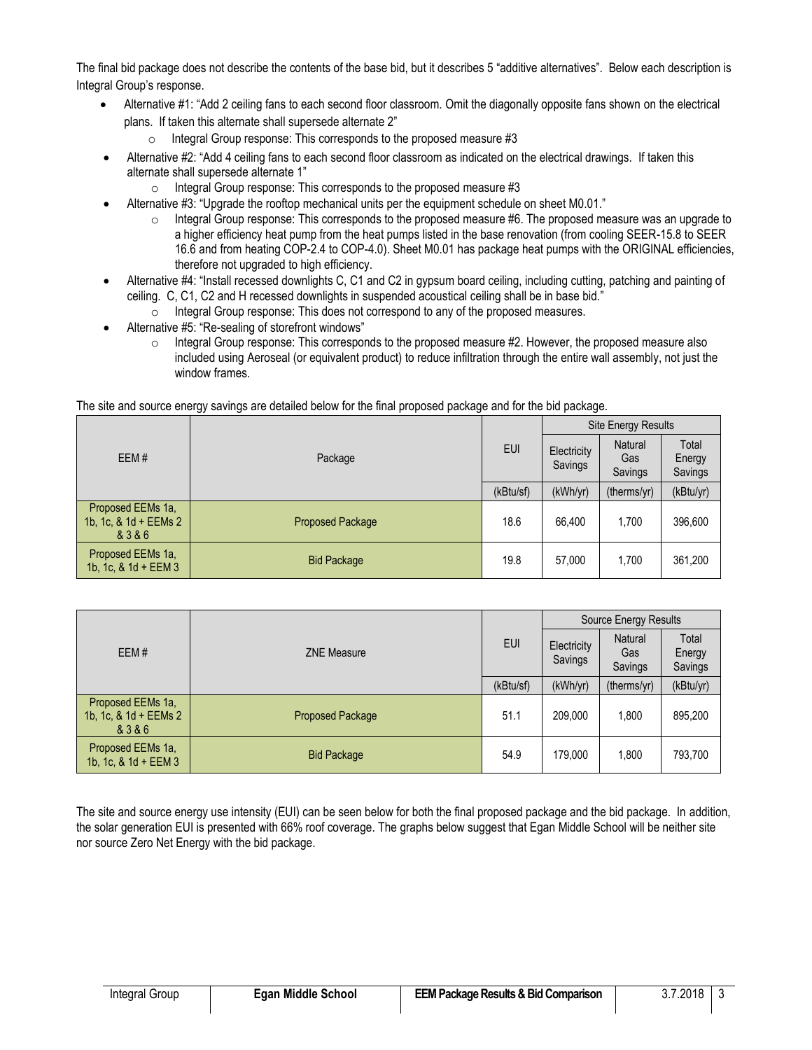The final bid package does not describe the contents of the base bid, but it describes 5 "additive alternatives". Below each description is Integral Group's response.

- Alternative #1: "Add 2 ceiling fans to each second floor classroom. Omit the diagonally opposite fans shown on the electrical plans. If taken this alternate shall supersede alternate 2"
  - Integral Group response: This corresponds to the proposed measure #3
- Alternative #2: "Add 4 ceiling fans to each second floor classroom as indicated on the electrical drawings. If taken this alternate shall supersede alternate 1"
  - Integral Group response: This corresponds to the proposed measure #3
- Alternative #3: "Upgrade the rooftop mechanical units per the equipment schedule on sheet M0.01."
  - Integral Group response: This corresponds to the proposed measure #6. The proposed measure was an upgrade to a higher efficiency heat pump from the heat pumps listed in the base renovation (from cooling SEER-15.8 to SEER 16.6 and from heating COP-2.4 to COP-4.0). Sheet M0.01 has package heat pumps with the ORIGINAL efficiencies, therefore not upgraded to high efficiency.
- Alternative #4: "Install recessed downlights C, C1 and C2 in gypsum board ceiling, including cutting, patching and painting of ceiling. C, C1, C2 and H recessed downlights in suspended acoustical ceiling shall be in base bid."
  - Integral Group response: This does not correspond to any of the proposed measures.
- Alternative #5: "Re-sealing of storefront windows"
  - Integral Group response: This corresponds to the proposed measure #2. However, the proposed measure also included using Aeroseal (or equivalent product) to reduce infiltration through the entire wall assembly, not just the window frames.

The site and source energy savings are detailed below for the final proposed package and for the bid package.

| EEM # | Package | EUI | Site Energy Results | | |
|---|---|---|---|---|---|
| | | | Electricity Savings | Natural Gas Savings | Total Energy Savings |
| | | (kBtu/sf) | (kWh/yr) | (therms/yr) | (kBtu/yr) |
| Proposed EEMs 1a, 1b, 1c, & 1d + EEMs 2 & 3 & 6 | Proposed Package | 18.6 | 66,400 | 1,700 | 396,600 |
| Proposed EEMs 1a, 1b, 1c, & 1d + EEM 3 | Bid Package | 19.8 | 57,000 | 1,700 | 361,200 |

| EEM # | ZNE Measure | EUI | Source Energy Results | | |
|---|---|---|---|---|---|
| | | | Electricity Savings | Natural Gas Savings | Total Energy Savings |
| | | (kBtu/sf) | (kWh/yr) | (therms/yr) | (kBtu/yr) |
| Proposed EEMs 1a, 1b, 1c, & 1d + EEMs 2 & 3 & 6 | Proposed Package | 51.1 | 209,000 | 1,800 | 895,200 |
| Proposed EEMs 1a, 1b, 1c, & 1d + EEM 3 | Bid Package | 54.9 | 179,000 | 1,800 | 793,700 |

The site and source energy use intensity (EUI) can be seen below for both the final proposed package and the bid package. In addition, the solar generation EUI is presented with 66% roof coverage. The graphs below suggest that Egan Middle School will be neither site nor source Zero Net Energy with the bid package.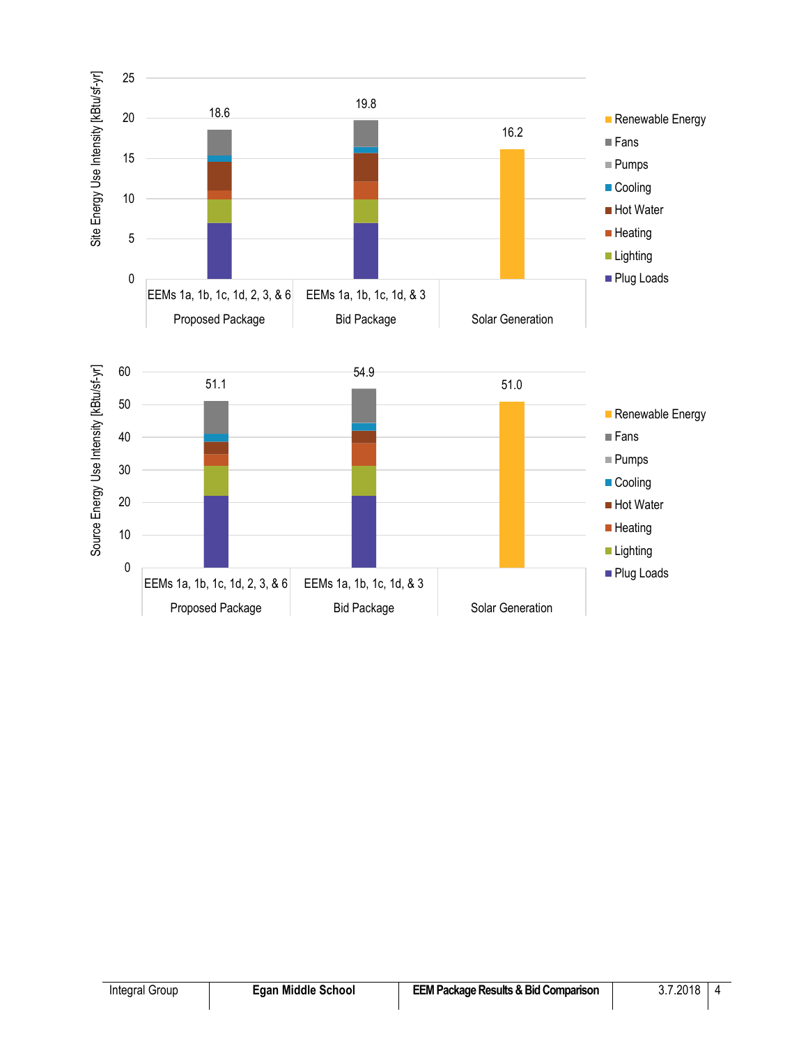Site Energy Use Intensity [kBtu/sf-yr]

| Package | EEMs | Total |
|---|---|---|
| Proposed Package | EEMs 1a, 1b, 1c, 1d, 2, 3, & 6 | 18.6 |
| Bid Package | EEMs 1a, 1b, 1c, 1d, & 3 | 19.8 |
| Solar Generation | | 16.2 |

Legend: Renewable Energy, Fans, Pumps, Cooling, Hot Water, Heating, Lighting, Plug Loads

Source Energy Use Intensity [kBtu/sf-yr]

| Package | EEMs | Total |
|---|---|---|
| Proposed Package | EEMs 1a, 1b, 1c, 1d, 2, 3, & 6 | 51.1 |
| Bid Package | EEMs 1a, 1b, 1c, 1d, & 3 | 54.9 |
| Solar Generation | | 51.0 |

Legend: Renewable Energy, Fans, Pumps, Cooling, Hot Water, Heating, Lighting, Plug Loads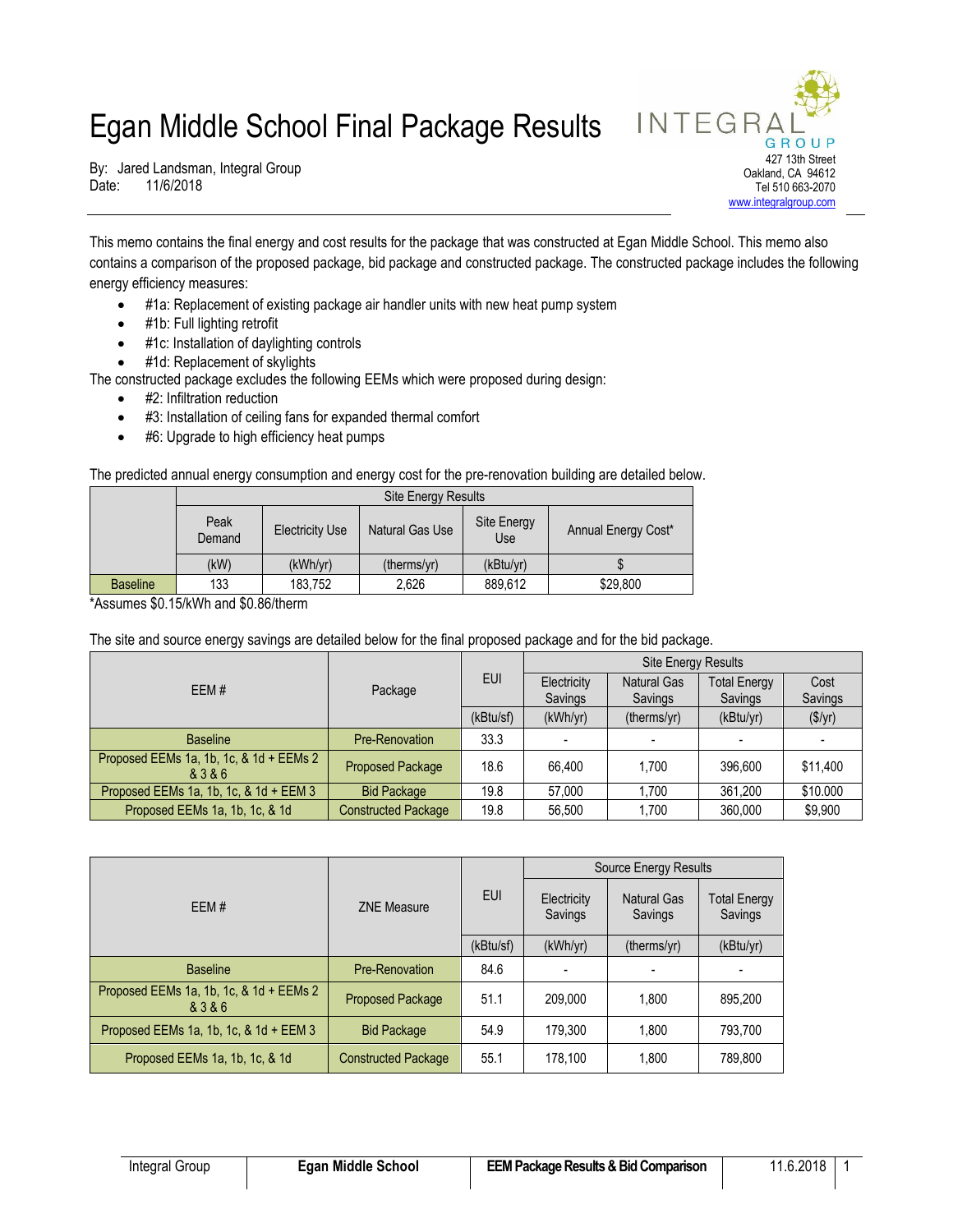# Egan Middle School Final Package Results

By: Jared Landsman, Integral Group
Date: 11/6/2018

INTEGRAL GROUP
427 13th Street
Oakland, CA 94612
Tel 510 663-2070
www.integralgroup.com

This memo contains the final energy and cost results for the package that was constructed at Egan Middle School. This memo also contains a comparison of the proposed package, bid package and constructed package. The constructed package includes the following energy efficiency measures:

- #1a: Replacement of existing package air handler units with new heat pump system
- #1b: Full lighting retrofit
- #1c: Installation of daylighting controls
- #1d: Replacement of skylights

The constructed package excludes the following EEMs which were proposed during design:

- #2: Infiltration reduction
- #3: Installation of ceiling fans for expanded thermal comfort
- #6: Upgrade to high efficiency heat pumps

The predicted annual energy consumption and energy cost for the pre-renovation building are detailed below.

| | Site Energy Results | | | | |
|---|---|---|---|---|---|
| | Peak Demand | Electricity Use | Natural Gas Use | Site Energy Use | Annual Energy Cost* |
| | (kW) | (kWh/yr) | (therms/yr) | (kBtu/yr) | $ |
| Baseline | 133 | 183,752 | 2,626 | 889,612 | $29,800 |

*Assumes $0.15/kWh and $0.86/therm

The site and source energy savings are detailed below for the final proposed package and for the bid package.

| EEM # | Package | EUI | Site Energy Results | | | |
|---|---|---|---|---|---|---|
| | | | Electricity Savings | Natural Gas Savings | Total Energy Savings | Cost Savings |
| | | (kBtu/sf) | (kWh/yr) | (therms/yr) | (kBtu/yr) | ($/yr) |
| Baseline | Pre-Renovation | 33.3 | - | - | - | - |
| Proposed EEMs 1a, 1b, 1c, & 1d + EEMs 2 & 3 & 6 | Proposed Package | 18.6 | 66,400 | 1,700 | 396,600 | $11,400 |
| Proposed EEMs 1a, 1b, 1c, & 1d + EEM 3 | Bid Package | 19.8 | 57,000 | 1,700 | 361,200 | $10.000 |
| Proposed EEMs 1a, 1b, 1c, & 1d | Constructed Package | 19.8 | 56,500 | 1,700 | 360,000 | $9,900 |

| EEM # | ZNE Measure | EUI | Source Energy Results | | |
|---|---|---|---|---|---|
| | | | Electricity Savings | Natural Gas Savings | Total Energy Savings |
| | | (kBtu/sf) | (kWh/yr) | (therms/yr) | (kBtu/yr) |
| Baseline | Pre-Renovation | 84.6 | - | - | - |
| Proposed EEMs 1a, 1b, 1c, & 1d + EEMs 2 & 3 & 6 | Proposed Package | 51.1 | 209,000 | 1,800 | 895,200 |
| Proposed EEMs 1a, 1b, 1c, & 1d + EEM 3 | Bid Package | 54.9 | 179,300 | 1,800 | 793,700 |
| Proposed EEMs 1a, 1b, 1c, & 1d | Constructed Package | 55.1 | 178,100 | 1,800 | 789,800 |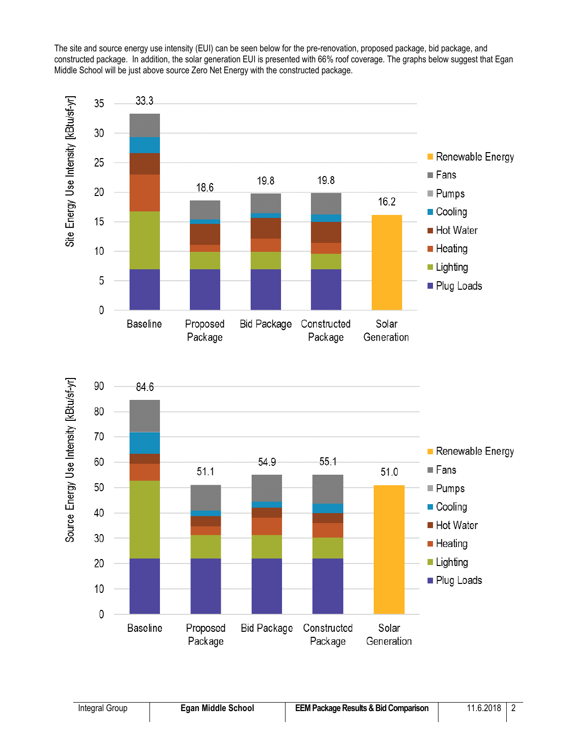The site and source energy use intensity (EUI) can be seen below for the pre-renovation, proposed package, bid package, and constructed package. In addition, the solar generation EUI is presented with 66% roof coverage. The graphs below suggest that Egan Middle School will be just above source Zero Net Energy with the constructed package.

Site Energy Use Intensity [kBtu/sf-yr]

35
30
25
20
15
10
5
0

33.3
18.6
19.8
19.8
16.2

Baseline
Proposed Package
Bid Package
Constructed Package
Solar Generation

Renewable Energy
Fans
Pumps
Cooling
Hot Water
Heating
Lighting
Plug Loads

Source Energy Use Intensity [kBtu/sf-yr]

90
80
70
60
50
40
30
20
10
0

84.6
51.1
54.9
55.1
51.0

Baseline
Proposed Package
Bid Package
Constructed Package
Solar Generation

Renewable Energy
Fans
Pumps
Cooling
Hot Water
Heating
Lighting
Plug Loads